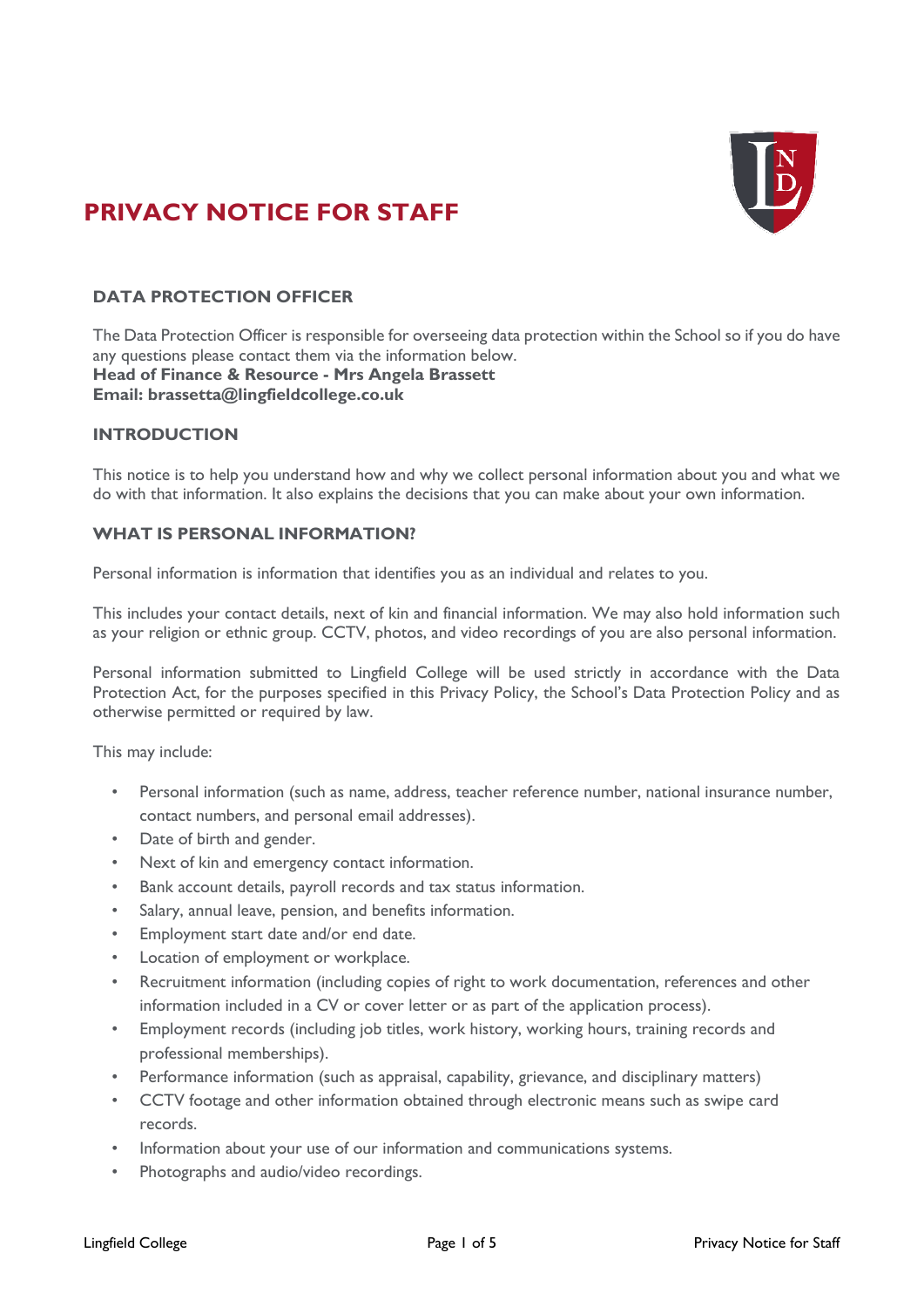# PRIVACY NOTICE FOR STAFF

## DATA PROTECTION OFFICER

The Data Protection Officer is responsible for overseeing data protection within the School so if you do have any questions please contact them via the information below.
**Head of Finance & Resource - Mrs Angela Brassett**
**Email: brassetta@lingfieldcollege.co.uk**

## INTRODUCTION

This notice is to help you understand how and why we collect personal information about you and what we do with that information. It also explains the decisions that you can make about your own information.

## WHAT IS PERSONAL INFORMATION?

Personal information is information that identifies you as an individual and relates to you.

This includes your contact details, next of kin and financial information. We may also hold information such as your religion or ethnic group. CCTV, photos, and video recordings of you are also personal information.

Personal information submitted to Lingfield College will be used strictly in accordance with the Data Protection Act, for the purposes specified in this Privacy Policy, the School's Data Protection Policy and as otherwise permitted or required by law.

This may include:

- Personal information (such as name, address, teacher reference number, national insurance number, contact numbers, and personal email addresses).
- Date of birth and gender.
- Next of kin and emergency contact information.
- Bank account details, payroll records and tax status information.
- Salary, annual leave, pension, and benefits information.
- Employment start date and/or end date.
- Location of employment or workplace.
- Recruitment information (including copies of right to work documentation, references and other information included in a CV or cover letter or as part of the application process).
- Employment records (including job titles, work history, working hours, training records and professional memberships).
- Performance information (such as appraisal, capability, grievance, and disciplinary matters)
- CCTV footage and other information obtained through electronic means such as swipe card records.
- Information about your use of our information and communications systems.
- Photographs and audio/video recordings.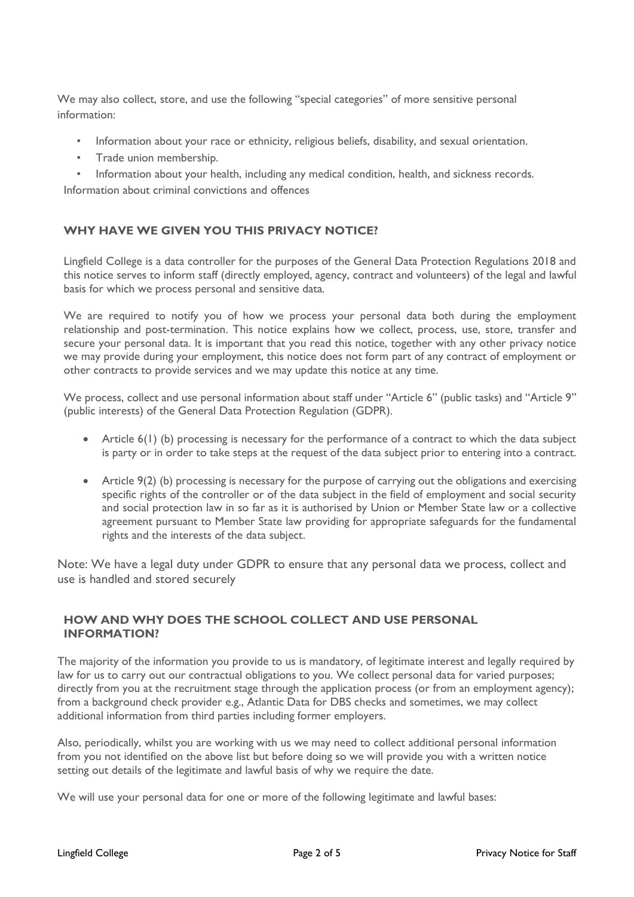We may also collect, store, and use the following "special categories" of more sensitive personal information:

- Information about your race or ethnicity, religious beliefs, disability, and sexual orientation.
- Trade union membership.
- Information about your health, including any medical condition, health, and sickness records.

Information about criminal convictions and offences

## WHY HAVE WE GIVEN YOU THIS PRIVACY NOTICE?

Lingfield College is a data controller for the purposes of the General Data Protection Regulations 2018 and this notice serves to inform staff (directly employed, agency, contract and volunteers) of the legal and lawful basis for which we process personal and sensitive data.

We are required to notify you of how we process your personal data both during the employment relationship and post-termination. This notice explains how we collect, process, use, store, transfer and secure your personal data. It is important that you read this notice, together with any other privacy notice we may provide during your employment, this notice does not form part of any contract of employment or other contracts to provide services and we may update this notice at any time.

We process, collect and use personal information about staff under "Article 6" (public tasks) and "Article 9" (public interests) of the General Data Protection Regulation (GDPR).

- Article 6(1) (b) processing is necessary for the performance of a contract to which the data subject is party or in order to take steps at the request of the data subject prior to entering into a contract.
- Article 9(2) (b) processing is necessary for the purpose of carrying out the obligations and exercising specific rights of the controller or of the data subject in the field of employment and social security and social protection law in so far as it is authorised by Union or Member State law or a collective agreement pursuant to Member State law providing for appropriate safeguards for the fundamental rights and the interests of the data subject.

Note: We have a legal duty under GDPR to ensure that any personal data we process, collect and use is handled and stored securely

## HOW AND WHY DOES THE SCHOOL COLLECT AND USE PERSONAL INFORMATION?

The majority of the information you provide to us is mandatory, of legitimate interest and legally required by law for us to carry out our contractual obligations to you. We collect personal data for varied purposes; directly from you at the recruitment stage through the application process (or from an employment agency); from a background check provider e.g., Atlantic Data for DBS checks and sometimes, we may collect additional information from third parties including former employers.

Also, periodically, whilst you are working with us we may need to collect additional personal information from you not identified on the above list but before doing so we will provide you with a written notice setting out details of the legitimate and lawful basis of why we require the date.

We will use your personal data for one or more of the following legitimate and lawful bases: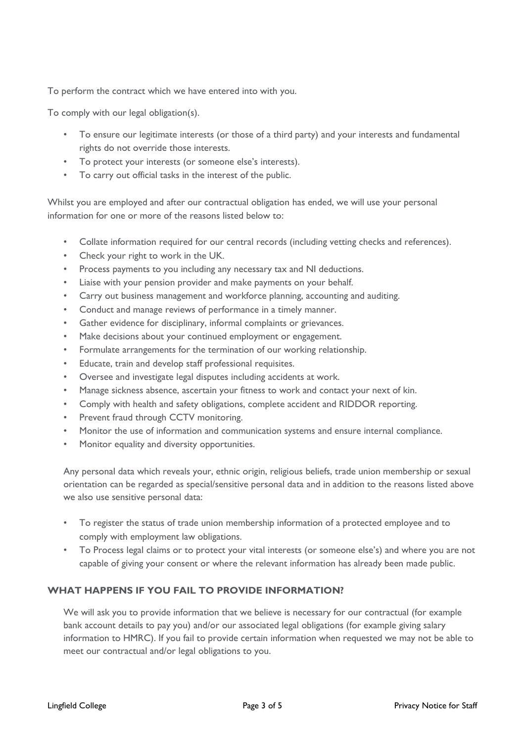To perform the contract which we have entered into with you.

To comply with our legal obligation(s).

- To ensure our legitimate interests (or those of a third party) and your interests and fundamental rights do not override those interests.
- To protect your interests (or someone else's interests).
- To carry out official tasks in the interest of the public.

Whilst you are employed and after our contractual obligation has ended, we will use your personal information for one or more of the reasons listed below to:

- Collate information required for our central records (including vetting checks and references).
- Check your right to work in the UK.
- Process payments to you including any necessary tax and NI deductions.
- Liaise with your pension provider and make payments on your behalf.
- Carry out business management and workforce planning, accounting and auditing.
- Conduct and manage reviews of performance in a timely manner.
- Gather evidence for disciplinary, informal complaints or grievances.
- Make decisions about your continued employment or engagement.
- Formulate arrangements for the termination of our working relationship.
- Educate, train and develop staff professional requisites.
- Oversee and investigate legal disputes including accidents at work.
- Manage sickness absence, ascertain your fitness to work and contact your next of kin.
- Comply with health and safety obligations, complete accident and RIDDOR reporting.
- Prevent fraud through CCTV monitoring.
- Monitor the use of information and communication systems and ensure internal compliance.
- Monitor equality and diversity opportunities.

Any personal data which reveals your, ethnic origin, religious beliefs, trade union membership or sexual orientation can be regarded as special/sensitive personal data and in addition to the reasons listed above we also use sensitive personal data:

- To register the status of trade union membership information of a protected employee and to comply with employment law obligations.
- To Process legal claims or to protect your vital interests (or someone else's) and where you are not capable of giving your consent or where the relevant information has already been made public.

## WHAT HAPPENS IF YOU FAIL TO PROVIDE INFORMATION?

We will ask you to provide information that we believe is necessary for our contractual (for example bank account details to pay you) and/or our associated legal obligations (for example giving salary information to HMRC). If you fail to provide certain information when requested we may not be able to meet our contractual and/or legal obligations to you.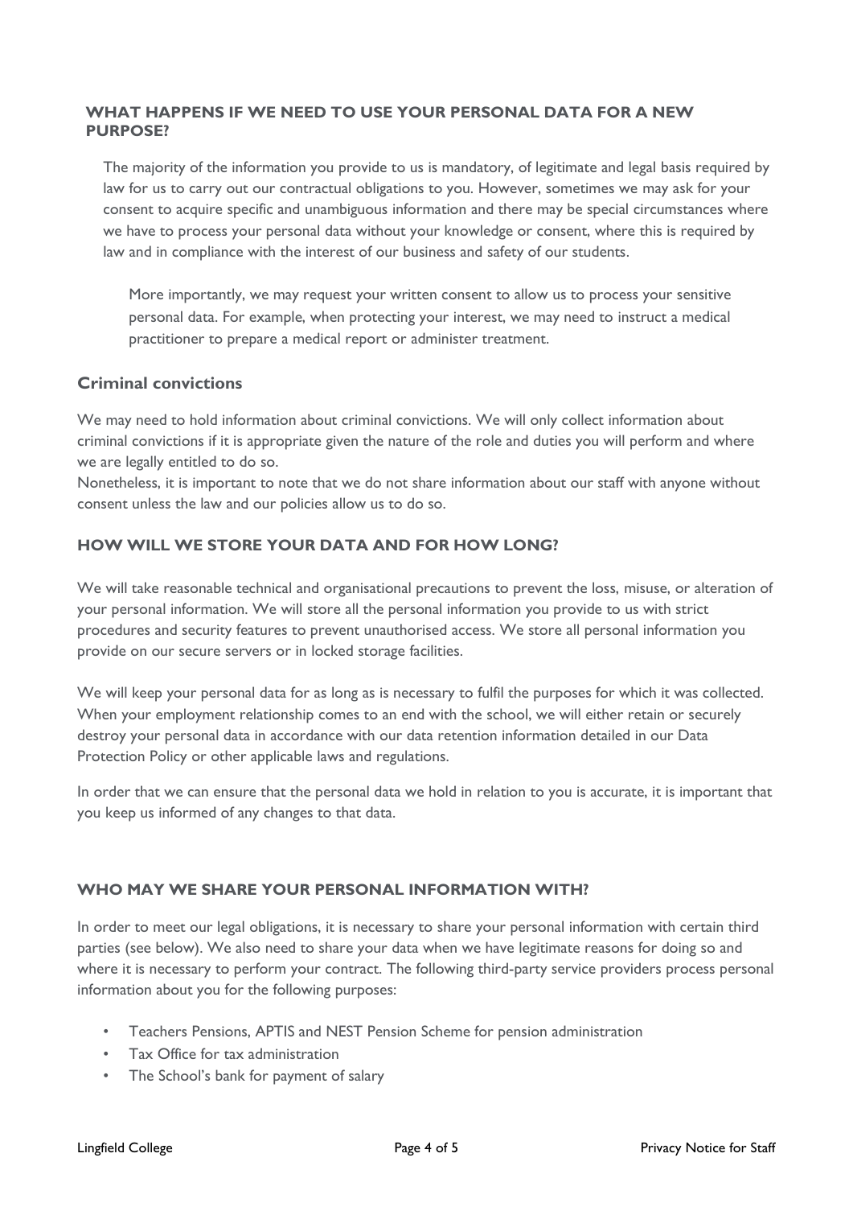## WHAT HAPPENS IF WE NEED TO USE YOUR PERSONAL DATA FOR A NEW PURPOSE?

The majority of the information you provide to us is mandatory, of legitimate and legal basis required by law for us to carry out our contractual obligations to you. However, sometimes we may ask for your consent to acquire specific and unambiguous information and there may be special circumstances where we have to process your personal data without your knowledge or consent, where this is required by law and in compliance with the interest of our business and safety of our students.

More importantly, we may request your written consent to allow us to process your sensitive personal data. For example, when protecting your interest, we may need to instruct a medical practitioner to prepare a medical report or administer treatment.

### Criminal convictions

We may need to hold information about criminal convictions. We will only collect information about criminal convictions if it is appropriate given the nature of the role and duties you will perform and where we are legally entitled to do so.
Nonetheless, it is important to note that we do not share information about our staff with anyone without consent unless the law and our policies allow us to do so.

## HOW WILL WE STORE YOUR DATA AND FOR HOW LONG?

We will take reasonable technical and organisational precautions to prevent the loss, misuse, or alteration of your personal information. We will store all the personal information you provide to us with strict procedures and security features to prevent unauthorised access. We store all personal information you provide on our secure servers or in locked storage facilities.

We will keep your personal data for as long as is necessary to fulfil the purposes for which it was collected. When your employment relationship comes to an end with the school, we will either retain or securely destroy your personal data in accordance with our data retention information detailed in our Data Protection Policy or other applicable laws and regulations.

In order that we can ensure that the personal data we hold in relation to you is accurate, it is important that you keep us informed of any changes to that data.

## WHO MAY WE SHARE YOUR PERSONAL INFORMATION WITH?

In order to meet our legal obligations, it is necessary to share your personal information with certain third parties (see below). We also need to share your data when we have legitimate reasons for doing so and where it is necessary to perform your contract. The following third-party service providers process personal information about you for the following purposes:

- Teachers Pensions, APTIS and NEST Pension Scheme for pension administration
- Tax Office for tax administration
- The School's bank for payment of salary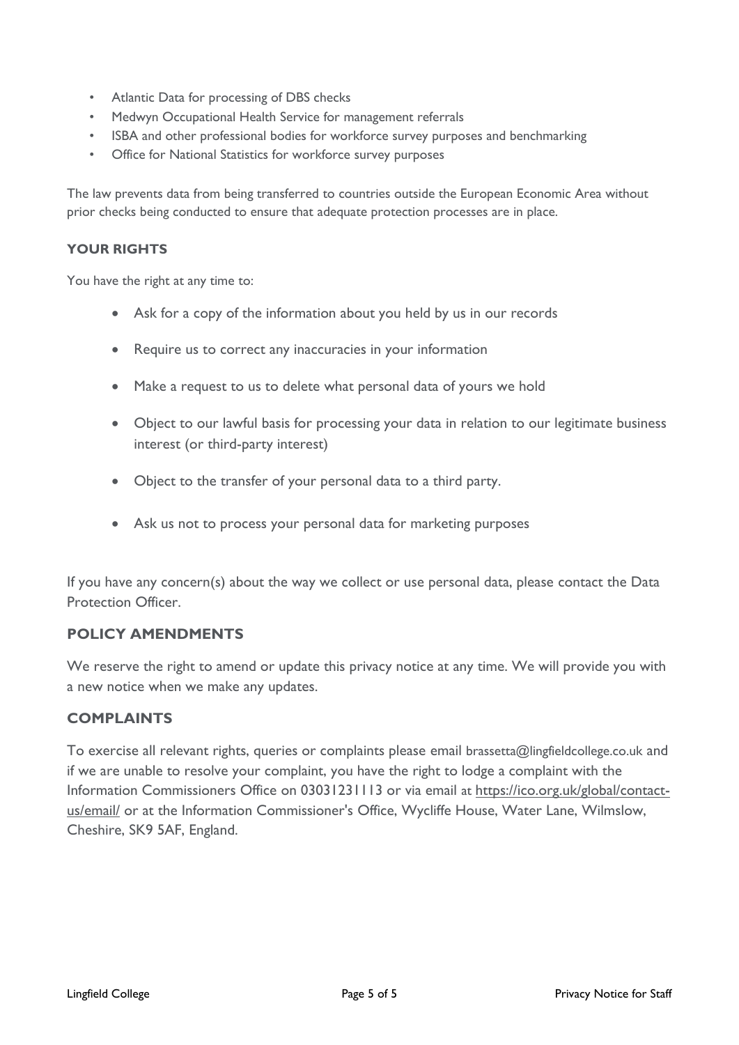- Atlantic Data for processing of DBS checks
- Medwyn Occupational Health Service for management referrals
- ISBA and other professional bodies for workforce survey purposes and benchmarking
- Office for National Statistics for workforce survey purposes

The law prevents data from being transferred to countries outside the European Economic Area without prior checks being conducted to ensure that adequate protection processes are in place.

### YOUR RIGHTS

You have the right at any time to:

- Ask for a copy of the information about you held by us in our records
- Require us to correct any inaccuracies in your information
- Make a request to us to delete what personal data of yours we hold
- Object to our lawful basis for processing your data in relation to our legitimate business interest (or third-party interest)
- Object to the transfer of your personal data to a third party.
- Ask us not to process your personal data for marketing purposes

If you have any concern(s) about the way we collect or use personal data, please contact the Data Protection Officer.

## POLICY AMENDMENTS

We reserve the right to amend or update this privacy notice at any time. We will provide you with a new notice when we make any updates.

## COMPLAINTS

To exercise all relevant rights, queries or complaints please email brassetta@lingfieldcollege.co.uk and if we are unable to resolve your complaint, you have the right to lodge a complaint with the Information Commissioners Office on 03031231113 or via email at https://ico.org.uk/global/contact-us/email/ or at the Information Commissioner's Office, Wycliffe House, Water Lane, Wilmslow, Cheshire, SK9 5AF, England.